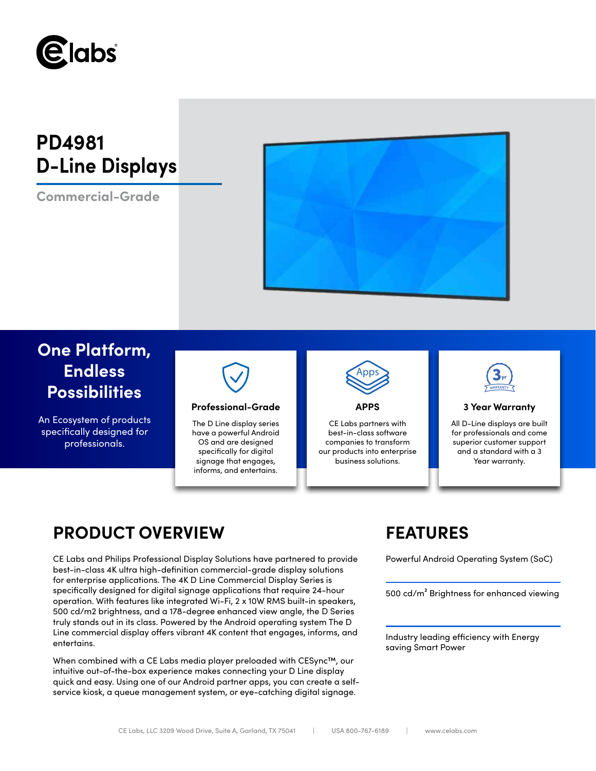# PD4981 D-Line Displays

Commercial-Grade

## One Platform, Endless Possibilities

An Ecosystem of products specifically designed for professionals.

### Professional-Grade

The D Line display series have a powerful Android OS and are designed specifically for digital signage that engages, informs, and entertains.

### APPS

CE Labs partners with best-in-class software companies to transform our products into enterprise business solutions.

### 3 Year Warranty

All D-Line displays are built for professionals and come superior customer support and a standard with a 3 Year warranty.

## PRODUCT OVERVIEW

CE Labs and Philips Professional Display Solutions have partnered to provide best-in-class 4K ultra high-definition commercial-grade display solutions for enterprise applications. The 4K D Line Commercial Display Series is specifically designed for digital signage applications that require 24-hour operation. With features like integrated Wi-Fi, 2 x 10W RMS built-in speakers, 500 cd/m2 brightness, and a 178-degree enhanced view angle, the D Series truly stands out in its class. Powered by the Android operating system The D Line commercial display offers vibrant 4K content that engages, informs, and entertains.

When combined with a CE Labs media player preloaded with CESync™, our intuitive out-of-the-box experience makes connecting your D Line display quick and easy. Using one of our Android partner apps, you can create a self-service kiosk, a queue management system, or eye-catching digital signage.

## FEATURES

Powerful Android Operating System (SoC)

500 cd/m² Brightness for enhanced viewing

Industry leading efficiency with Energy saving Smart Power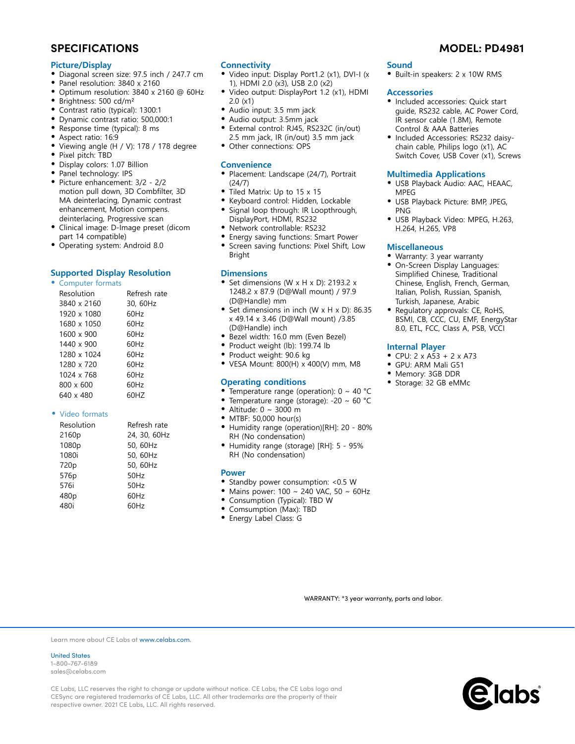## SPECIFICATIONS

## MODEL: PD4981

### Picture/Display

- Diagonal screen size: 97.5 inch / 247.7 cm
- Panel resolution: 3840 x 2160
- Optimum resolution: 3840 x 2160 @ 60Hz
- Brightness: 500 cd/m²
- Contrast ratio (typical): 1300:1
- Dynamic contrast ratio: 500,000:1
- Response time (typical): 8 ms
- Aspect ratio: 16:9
- Viewing angle (H / V): 178 / 178 degree
- Pixel pitch: TBD
- Display colors: 1.07 Billion
- Panel technology: IPS
- Picture enhancement: 3/2 - 2/2 motion pull down, 3D Combfilter, 3D MA deinterlacing, Dynamic contrast enhancement, Motion compens. deinterlacing, Progressive scan
- Clinical image: D-Image preset (dicom part 14 compatible)
- Operating system: Android 8.0

### Supported Display Resolution

- Computer formats

| Resolution | Refresh rate |
|---|---|
| 3840 x 2160 | 30, 60Hz |
| 1920 x 1080 | 60Hz |
| 1680 x 1050 | 60Hz |
| 1600 x 900 | 60Hz |
| 1440 x 900 | 60Hz |
| 1280 x 1024 | 60Hz |
| 1280 x 720 | 60Hz |
| 1024 x 768 | 60Hz |
| 800 x 600 | 60Hz |
| 640 x 480 | 60HZ |

- Video formats

| Resolution | Refresh rate |
|---|---|
| 2160p | 24, 30, 60Hz |
| 1080p | 50, 60Hz |
| 1080i | 50, 60Hz |
| 720p | 50, 60Hz |
| 576p | 50Hz |
| 576i | 50Hz |
| 480p | 60Hz |
| 480i | 60Hz |

### Connectivity

- Video input: Display Port1.2 (x1), DVI-I (x 1), HDMI 2.0 (x3), USB 2.0 (x2)
- Video output: DisplayPort 1.2 (x1), HDMI 2.0 (x1)
- Audio input: 3.5 mm jack
- Audio output: 3.5mm jack
- External control: RJ45, RS232C (in/out) 2.5 mm jack, IR (in/out) 3.5 mm jack
- Other connections: OPS

### Convenience

- Placement: Landscape (24/7), Portrait (24/7)
- Tiled Matrix: Up to 15 x 15
- Keyboard control: Hidden, Lockable
- Signal loop through: IR Loopthrough, DisplayPort, HDMI, RS232
- Network controllable: RS232
- Energy saving functions: Smart Power
- Screen saving functions: Pixel Shift, Low Bright

### Dimensions

- Set dimensions (W x H x D): 2193.2 x 1248.2 x 87.9 (D@Wall mount) / 97.9 (D@Handle) mm
- Set dimensions in inch (W x H x D): 86.35 x 49.14 x 3.46 (D@Wall mount) /3.85 (D@Handle) inch
- Bezel width: 16.0 mm (Even Bezel)
- Product weight (lb): 199.74 lb
- Product weight: 90.6 kg
- VESA Mount: 800(H) x 400(V) mm, M8

### Operating conditions

- Temperature range (operation): 0 ~ 40 °C
- Temperature range (storage): -20 ~ 60 °C
- Altitude: 0 ~ 3000 m
- MTBF: 50,000 hour(s)
- Humidity range (operation)[RH]: 20 - 80% RH (No condensation)
- Humidity range (storage) [RH]: 5 - 95% RH (No condensation)

### Power

- Standby power consumption: <0.5 W
- Mains power: 100 ~ 240 VAC, 50 ~ 60Hz
- Consumption (Typical): TBD W
- Comsumption (Max): TBD
- Energy Label Class: G

### Sound

- Built-in speakers: 2 x 10W RMS

### Accessories

- Included accessories: Quick start guide, RS232 cable, AC Power Cord, IR sensor cable (1.8M), Remote Control & AAA Batteries
- Included Accessories: RS232 daisy-chain cable, Philips logo (x1), AC Switch Cover, USB Cover (x1), Screws

### Multimedia Applications

- USB Playback Audio: AAC, HEAAC, MPEG
- USB Playback Picture: BMP, JPEG, PNG
- USB Playback Video: MPEG, H.263, H.264, H.265, VP8

### Miscellaneous

- Warranty: 3 year warranty
- On-Screen Display Languages: Simplified Chinese, Traditional Chinese, English, French, German, Italian, Polish, Russian, Spanish, Turkish, Japanese, Arabic
- Regulatory approvals: CE, RoHS, BSMI, CB, CCC, CU, EMF, EnergyStar 8.0, ETL, FCC, Class A, PSB, VCCI

### Internal Player

- CPU: 2 x A53 + 2 x A73
- GPU: ARM Mali G51
- Memory: 3GB DDR
- Storage: 32 GB eMMc

WARRANTY: *3 year warranty, parts and labor.

Learn more about CE Labs at www.celabs.com.

United States
1-800-767-6189
sales@celabs.com

CE Labs, LLC reserves the right to change or update without notice. CE Labs, the CE Labs logo and CESync are registered trademarks of CE Labs, LLC. All other trademarks are the property of their respective owner. 2021 CE Labs, LLC. All rights reserved.